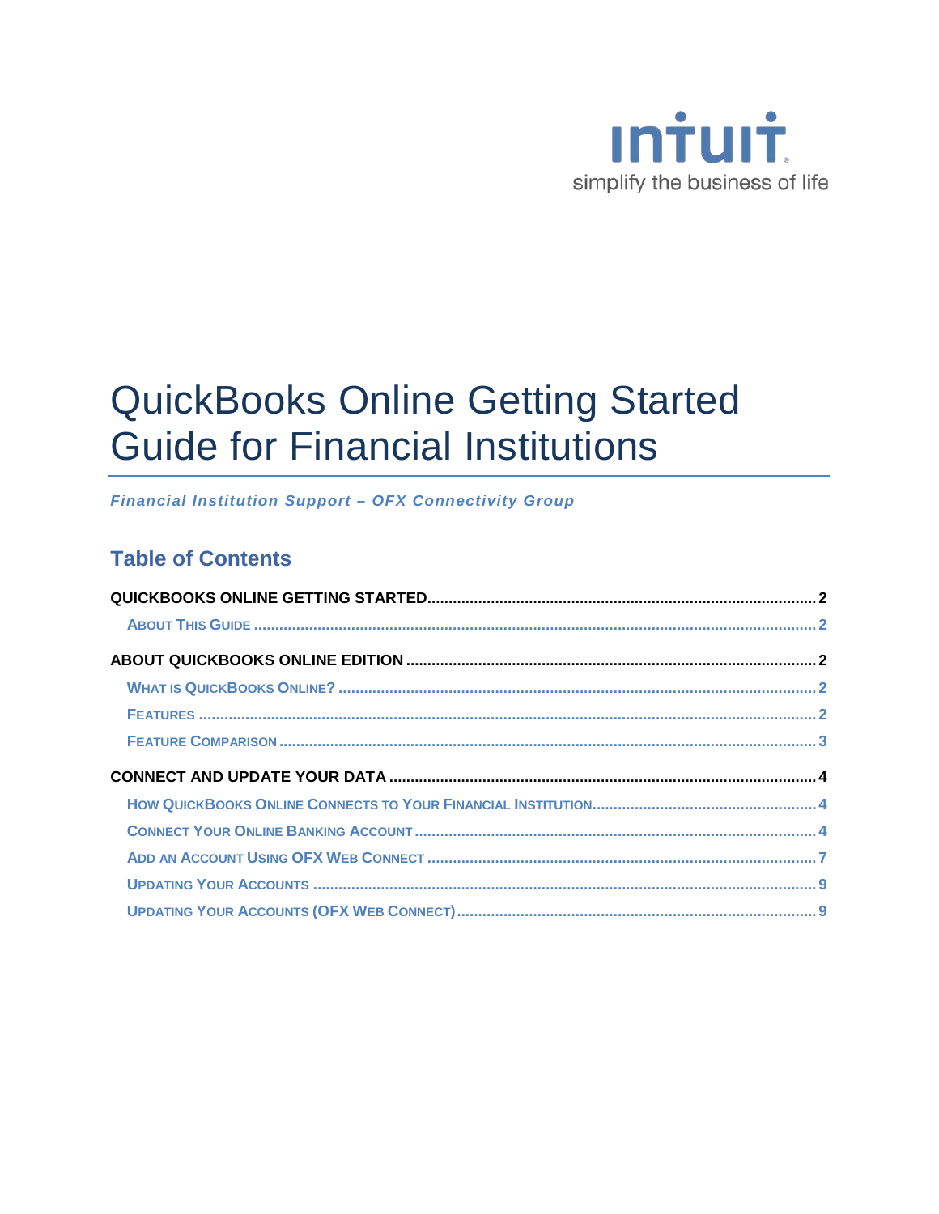intuit
simplify the business of life

# QuickBooks Online Getting Started Guide for Financial Institutions

***Financial Institution Support – OFX Connectivity Group***

## Table of Contents

**QUICKBOOKS ONLINE GETTING STARTED** .......... 2
- About This Guide .......... 2

**ABOUT QUICKBOOKS ONLINE EDITION** .......... 2
- What is QuickBooks Online? .......... 2
- Features .......... 2
- Feature Comparison .......... 3

**CONNECT AND UPDATE YOUR DATA** .......... 4
- How QuickBooks Online Connects to Your Financial Institution .......... 4
- Connect Your Online Banking Account .......... 4
- Add an Account Using OFX Web Connect .......... 7
- Updating Your Accounts .......... 9
- Updating Your Accounts (OFX Web Connect) .......... 9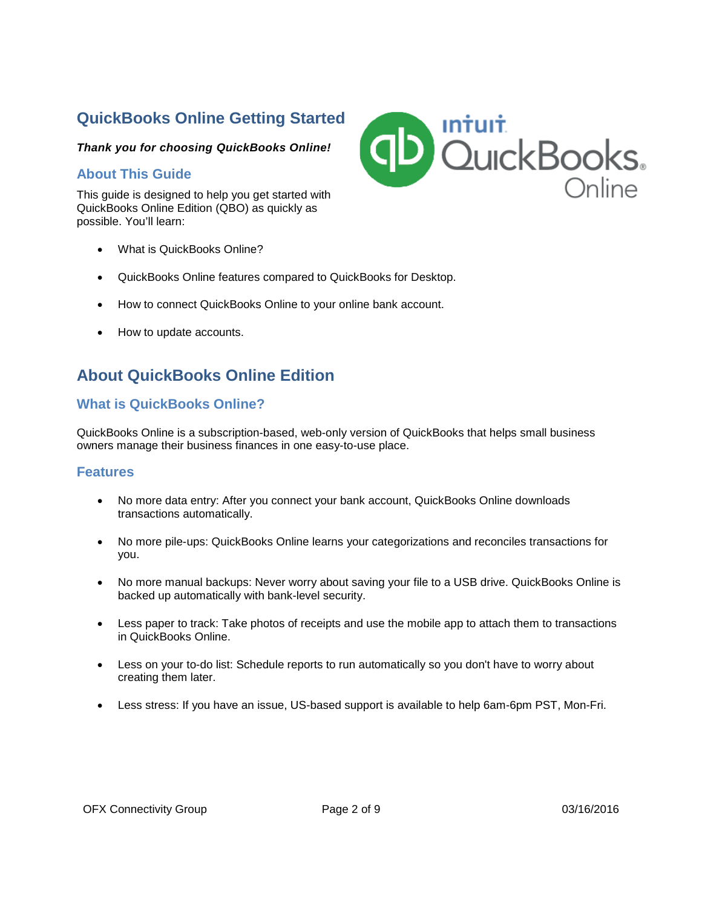# QuickBooks Online Getting Started

***Thank you for choosing QuickBooks Online!***

## About This Guide

This guide is designed to help you get started with QuickBooks Online Edition (QBO) as quickly as possible. You'll learn:

- What is QuickBooks Online?
- QuickBooks Online features compared to QuickBooks for Desktop.
- How to connect QuickBooks Online to your online bank account.
- How to update accounts.

# About QuickBooks Online Edition

## What is QuickBooks Online?

QuickBooks Online is a subscription-based, web-only version of QuickBooks that helps small business owners manage their business finances in one easy-to-use place.

## Features

- No more data entry: After you connect your bank account, QuickBooks Online downloads transactions automatically.
- No more pile-ups: QuickBooks Online learns your categorizations and reconciles transactions for you.
- No more manual backups: Never worry about saving your file to a USB drive. QuickBooks Online is backed up automatically with bank-level security.
- Less paper to track: Take photos of receipts and use the mobile app to attach them to transactions in QuickBooks Online.
- Less on your to-do list: Schedule reports to run automatically so you don't have to worry about creating them later.
- Less stress: If you have an issue, US-based support is available to help 6am-6pm PST, Mon-Fri.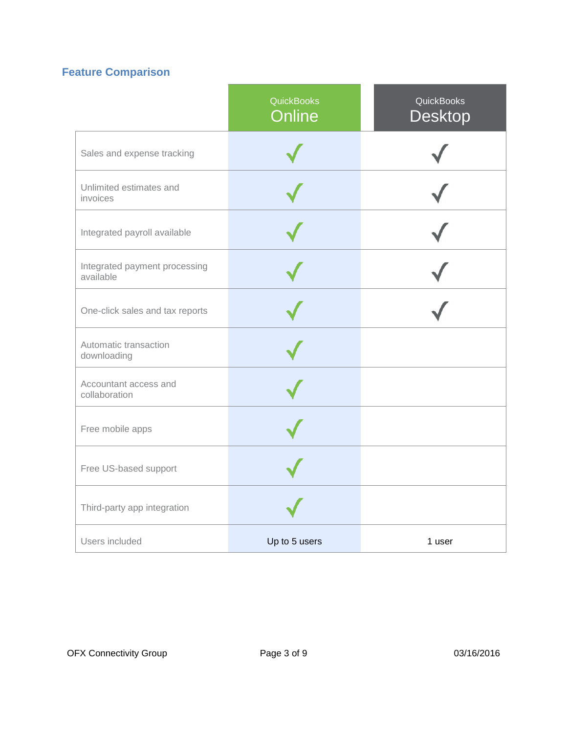## Feature Comparison

| | QuickBooks Online | QuickBooks Desktop |
|---|---|---|
| Sales and expense tracking | ✓ | ✓ |
| Unlimited estimates and invoices | ✓ | ✓ |
| Integrated payroll available | ✓ | ✓ |
| Integrated payment processing available | ✓ | ✓ |
| One-click sales and tax reports | ✓ | ✓ |
| Automatic transaction downloading | ✓ | |
| Accountant access and collaboration | ✓ | |
| Free mobile apps | ✓ | |
| Free US-based support | ✓ | |
| Third-party app integration | ✓ | |
| Users included | Up to 5 users | 1 user |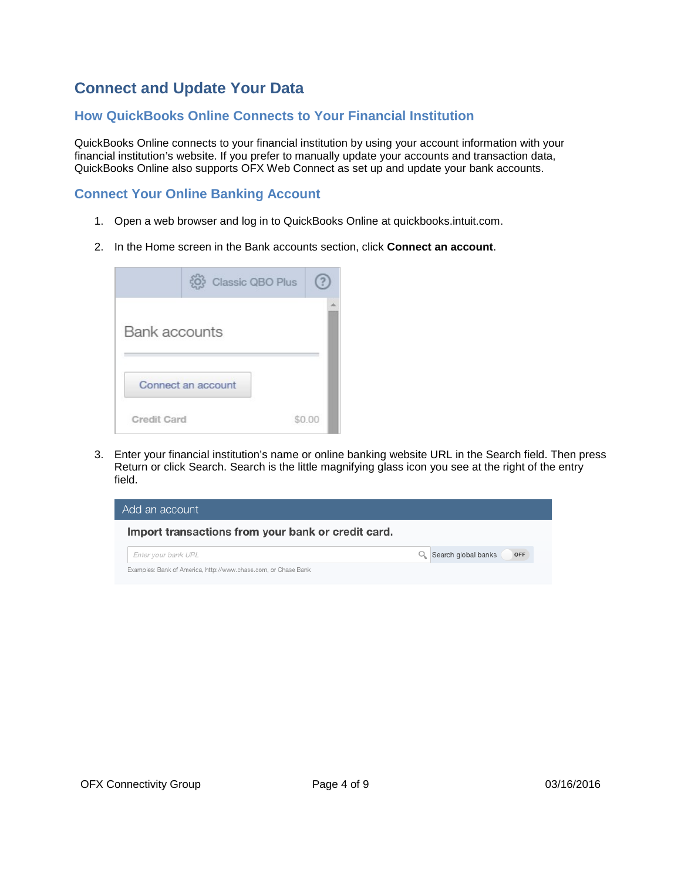# Connect and Update Your Data

## How QuickBooks Online Connects to Your Financial Institution

QuickBooks Online connects to your financial institution by using your account information with your financial institution's website. If you prefer to manually update your accounts and transaction data, QuickBooks Online also supports OFX Web Connect as set up and update your bank accounts.

## Connect Your Online Banking Account

1. Open a web browser and log in to QuickBooks Online at quickbooks.intuit.com.

2. In the Home screen in the Bank accounts section, click **Connect an account**.

3. Enter your financial institution's name or online banking website URL in the Search field. Then press Return or click Search. Search is the little magnifying glass icon you see at the right of the entry field.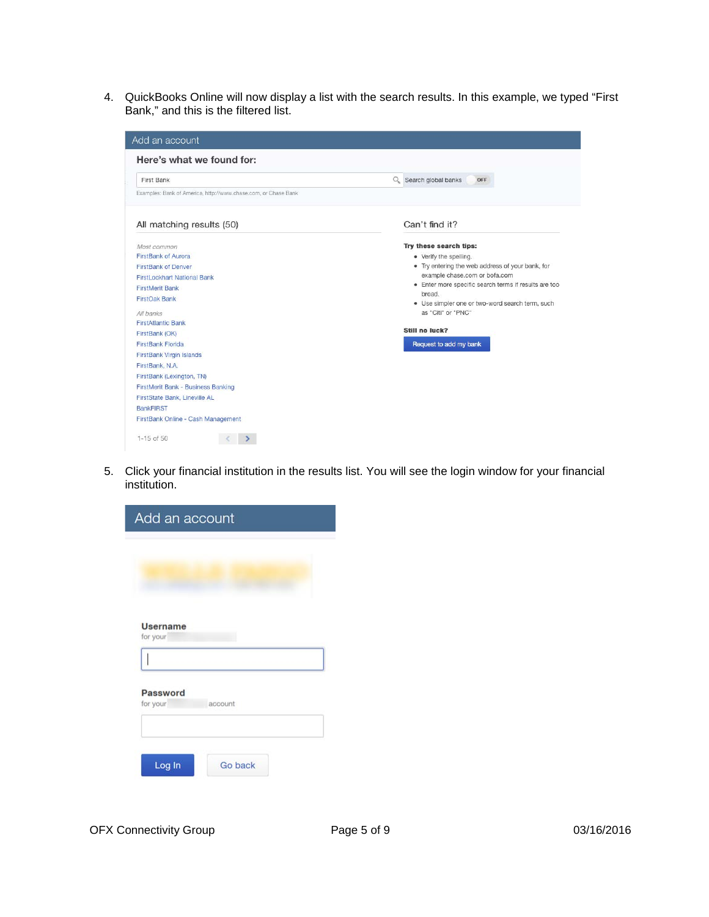4. QuickBooks Online will now display a list with the search results. In this example, we typed "First Bank," and this is the filtered list.

Add an account

**Here's what we found for:**

First Bank

Search global banks OFF

Examples: Bank of America, http://www.chase.com, or Chase Bank

All matching results (50)

*Most common*

- FirstBank of Aurora
- FirstBank of Denver
- FirstLockhart National Bank
- FirstMerit Bank
- FirstOak Bank

*All banks*

- FirstAtlantic Bank
- FirstBank (OK)
- FirstBank Florida
- FirstBank Virgin Islands
- FirstBank, N.A.
- FirstBank (Lexington, TN)
- FirstMerit Bank - Business Banking
- FirstState Bank, Lineville AL
- BankFIRST
- FirstBank Online - Cash Management

1-15 of 50

Can't find it?

**Try these search tips:**

- Verify the spelling.
- Try entering the web address of your bank, for example chase.com or bofa.com
- Enter more specific search terms if results are too broad.
- Use simpler one or two-word search term, such as "Citi" or "PNC"

**Still no luck?**

Request to add my bank

5. Click your financial institution in the results list. You will see the login window for your financial institution.

Add an account

**Username**
for your

**Password**
for your account

Log In | Go back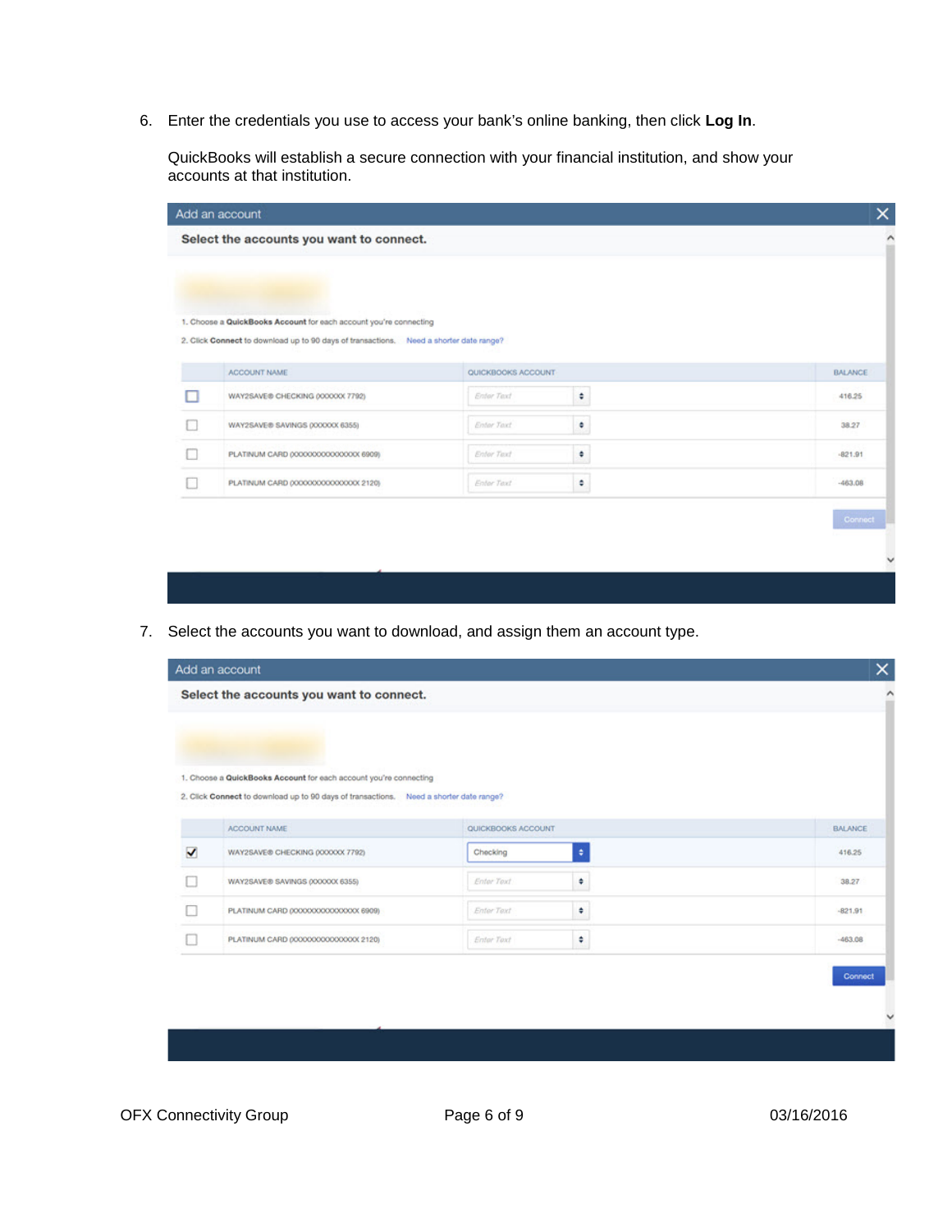6. Enter the credentials you use to access your bank's online banking, then click **Log In**.

   QuickBooks will establish a secure connection with your financial institution, and show your accounts at that institution.

Add an account

**Select the accounts you want to connect.**

1. Choose a **QuickBooks Account** for each account you're connecting
2. Click **Connect** to download up to 90 days of transactions. Need a shorter date range?

| | ACCOUNT NAME | QUICKBOOKS ACCOUNT | BALANCE |
|---|---|---|---|
| ☐ | WAY2SAVE® CHECKING (XXXXXX 7792) | Enter Text | 416.25 |
| ☐ | WAY2SAVE® SAVINGS (XXXXXX 6355) | Enter Text | 38.27 |
| ☐ | PLATINUM CARD (XXXXXXXXXXXXXXX 6909) | Enter Text | -821.91 |
| ☐ | PLATINUM CARD (XXXXXXXXXXXXXXX 2120) | Enter Text | -463.08 |

Connect

7. Select the accounts you want to download, and assign them an account type.

Add an account

**Select the accounts you want to connect.**

1. Choose a **QuickBooks Account** for each account you're connecting
2. Click **Connect** to download up to 90 days of transactions. Need a shorter date range?

| | ACCOUNT NAME | QUICKBOOKS ACCOUNT | BALANCE |
|---|---|---|---|
| ☑ | WAY2SAVE® CHECKING (XXXXXX 7792) | Checking | 416.25 |
| ☐ | WAY2SAVE® SAVINGS (XXXXXX 6355) | Enter Text | 38.27 |
| ☐ | PLATINUM CARD (XXXXXXXXXXXXXXX 6909) | Enter Text | -821.91 |
| ☐ | PLATINUM CARD (XXXXXXXXXXXXXXX 2120) | Enter Text | -463.08 |

Connect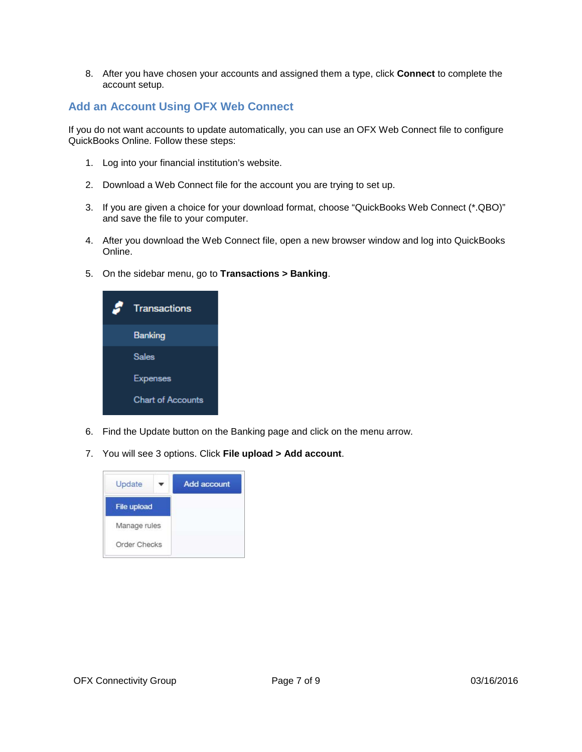8. After you have chosen your accounts and assigned them a type, click **Connect** to complete the account setup.

## Add an Account Using OFX Web Connect

If you do not want accounts to update automatically, you can use an OFX Web Connect file to configure QuickBooks Online. Follow these steps:

1. Log into your financial institution's website.

2. Download a Web Connect file for the account you are trying to set up.

3. If you are given a choice for your download format, choose "QuickBooks Web Connect (*.QBO)" and save the file to your computer.

4. After you download the Web Connect file, open a new browser window and log into QuickBooks Online.

5. On the sidebar menu, go to **Transactions > Banking**.

6. Find the Update button on the Banking page and click on the menu arrow.

7. You will see 3 options. Click **File upload > Add account**.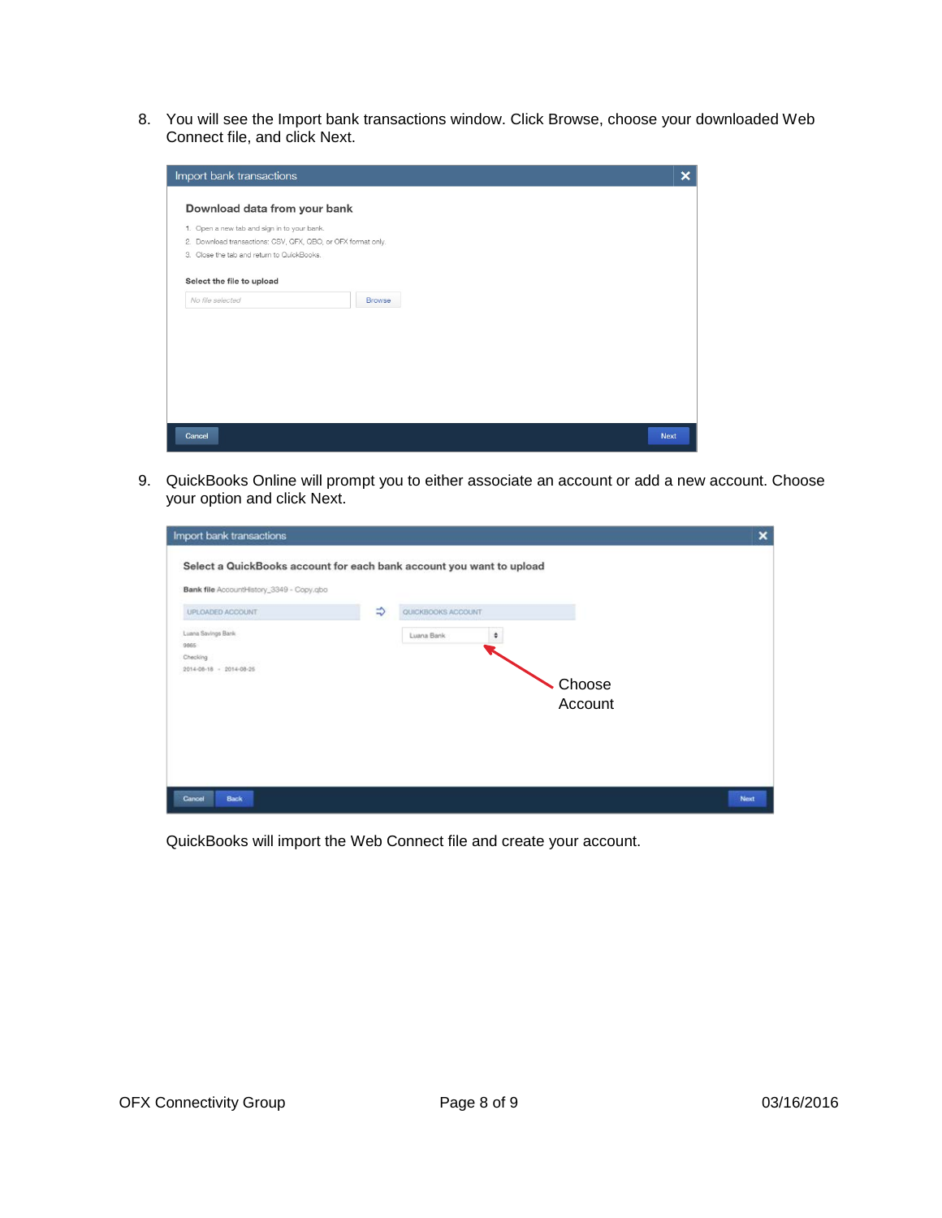8. You will see the Import bank transactions window. Click Browse, choose your downloaded Web Connect file, and click Next.

9. QuickBooks Online will prompt you to either associate an account or add a new account. Choose your option and click Next.

QuickBooks will import the Web Connect file and create your account.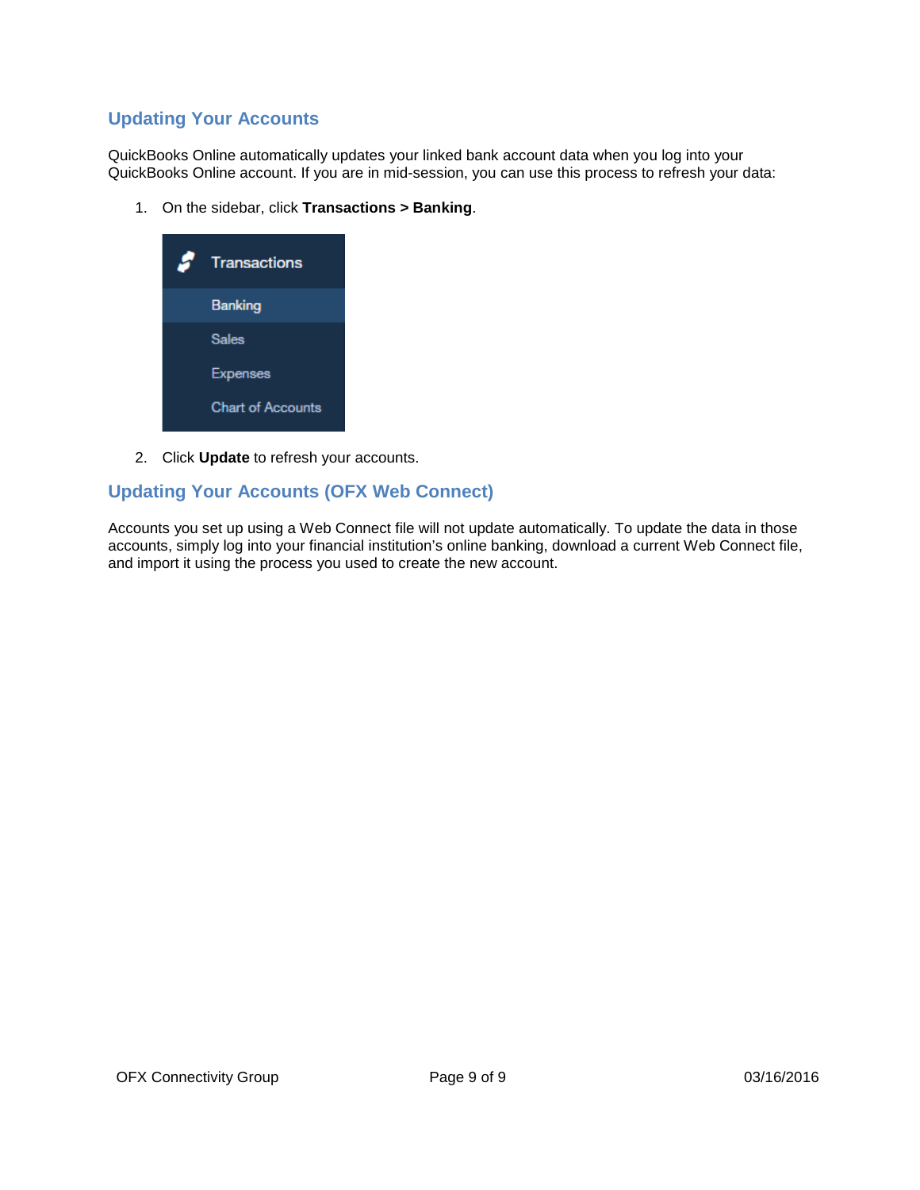## Updating Your Accounts

QuickBooks Online automatically updates your linked bank account data when you log into your QuickBooks Online account. If you are in mid-session, you can use this process to refresh your data:

1. On the sidebar, click **Transactions > Banking**.

2. Click **Update** to refresh your accounts.

## Updating Your Accounts (OFX Web Connect)

Accounts you set up using a Web Connect file will not update automatically. To update the data in those accounts, simply log into your financial institution's online banking, download a current Web Connect file, and import it using the process you used to create the new account.